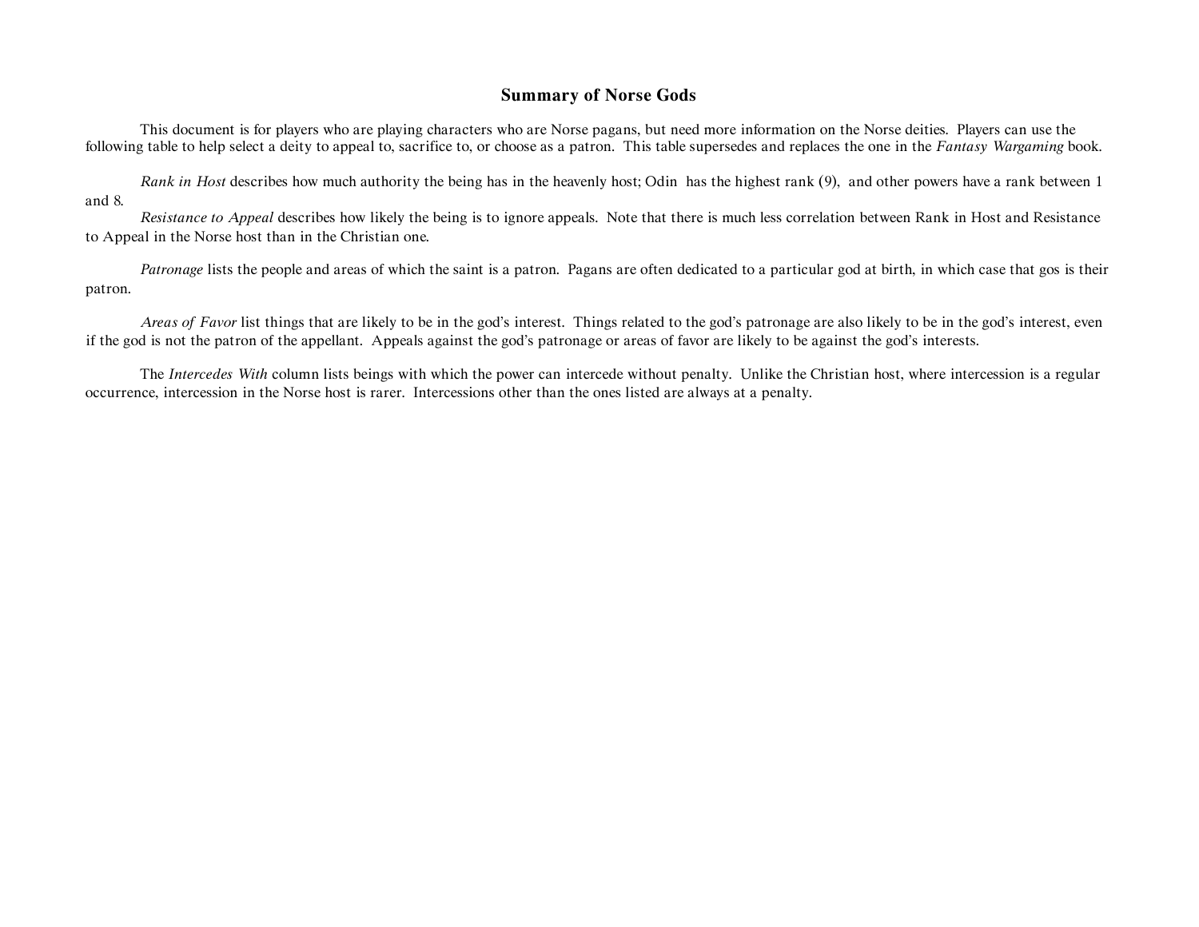## Summary of Norse Gods

This document is for players who are playing characters who are Norse pagans, but need more information on the Norse deities. Players can use the following table to help select a deity to appeal to, sacrifice to, or choose as a patron. This table supersedes and replaces the one in the *Fantasy Wargaming* book.

*Rank in Host* describes how much authority the being has in the heavenly host; Odin has the highest rank (9), and other powers have a rank between 1 and 8.

*Resistance to Appeal* describes how likely the being is to ignore appeals. Note that there is much less correlation between Rank in Host and Resistance to Appeal in the Norse host than in the Christian one.

*Patronage* lists the people and areas of which the saint is a patron. Pagans are often dedicated to a particular god at birth, in which case that gos is their patron.

*Areas of Favor* list things that are likely to be in the god's interest. Things related to the god's patronage are also likely to be in the god's interest, even if the god is not the patron of the appellant. Appeals against the god's patronage or areas of favor are likely to be against the god's interests.

The *Intercedes With* column lists beings with which the power can intercede without penalty. Unlike the Christian host, where intercession is a regular occurrence, intercession in the Norse host is rarer. Intercessions other than the ones listed are always at a penalty.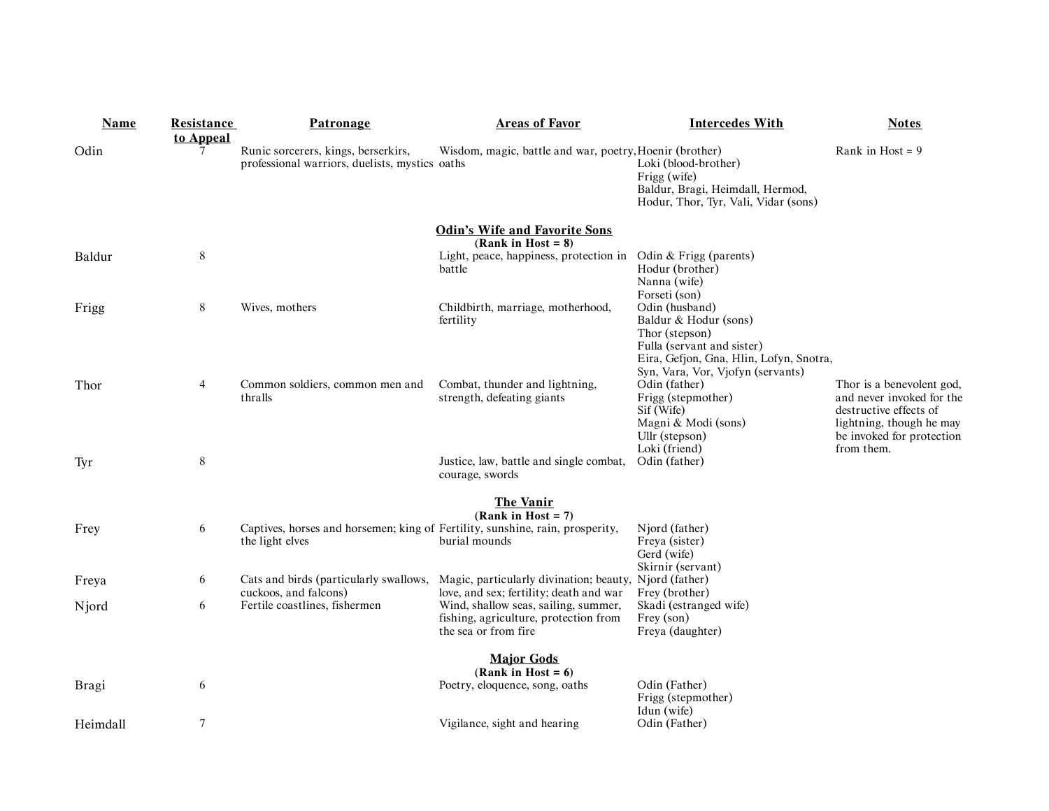| Name | Resistance to Appeal | Patronage | Areas of Favor | Intercedes With | Notes |
|---|---|---|---|---|---|
| Odin | 7 | Runic sorcerers, kings, berserkirs, professional warriors, duelists, mystics | Wisdom, magic, battle and war, poetry, oaths | Hoenir (brother)<br>Loki (blood-brother)<br>Frigg (wife)<br>Baldur, Bragi, Heimdall, Hermod, Hodur, Thor, Tyr, Vali, Vidar (sons) | Rank in Host = 9 |
| | | | **Odin's Wife and Favorite Sons**<br>**(Rank in Host = 8)** | | |
| Baldur | 8 | | Light, peace, happiness, protection in battle | Odin & Frigg (parents)<br>Hodur (brother)<br>Nanna (wife)<br>Forseti (son) | |
| Frigg | 8 | Wives, mothers | Childbirth, marriage, motherhood, fertility | Odin (husband)<br>Baldur & Hodur (sons)<br>Thor (stepson)<br>Fulla (servant and sister)<br>Eira, Gefjon, Gna, Hlin, Lofyn, Snotra, Syn, Vara, Vor, Vjofyn (servants) | |
| Thor | 4 | Common soldiers, common men and thralls | Combat, thunder and lightning, strength, defeating giants | Odin (father)<br>Frigg (stepmother)<br>Sif (Wife)<br>Magni & Modi (sons)<br>Ullr (stepson)<br>Loki (friend) | Thor is a benevolent god, and never invoked for the destructive effects of lightning, though he may be invoked for protection from them. |
| Tyr | 8 | | Justice, law, battle and single combat, courage, swords | Odin (father) | |
| | | | **The Vanir**<br>**(Rank in Host = 7)** | | |
| Frey | 6 | Captives, horses and horsemen; king of the light elves | Fertility, sunshine, rain, prosperity, burial mounds | Njord (father)<br>Freya (sister)<br>Gerd (wife)<br>Skirnir (servant) | |
| Freya | 6 | Cats and birds (particularly swallows, cuckoos, and falcons) | Magic, particularly divination; beauty, love, and sex; fertility; death and war | Njord (father)<br>Frey (brother) | |
| Njord | 6 | Fertile coastlines, fishermen | Wind, shallow seas, sailing, summer, fishing, agriculture, protection from the sea or from fire | Skadi (estranged wife)<br>Frey (son)<br>Freya (daughter) | |
| | | | **Major Gods**<br>**(Rank in Host = 6)** | | |
| Bragi | 6 | | Poetry, eloquence, song, oaths | Odin (Father)<br>Frigg (stepmother)<br>Idun (wife) | |
| Heimdall | 7 | | Vigilance, sight and hearing | Odin (Father) | |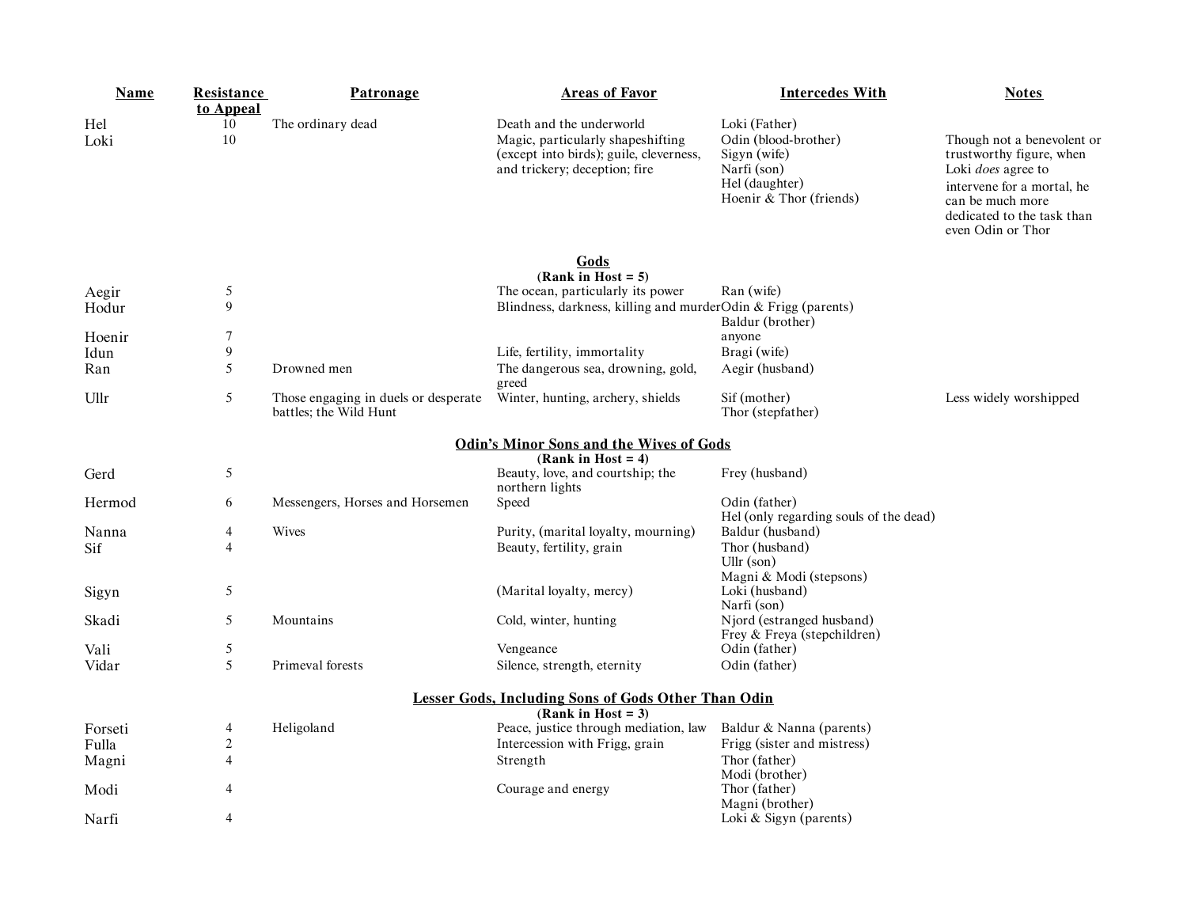| Name | Resistance to Appeal | Patronage | Areas of Favor | Intercedes With | Notes |
|---|---|---|---|---|---|
| Hel | 10 | The ordinary dead | Death and the underworld | Loki (Father) | |
| Loki | 10 | | Magic, particularly shapeshifting (except into birds); guile, cleverness, and trickery; deception; fire | Odin (blood-brother)<br>Sigyn (wife)<br>Narfi (son)<br>Hel (daughter)<br>Hoenir & Thor (friends) | Though not a benevolent or trustworthy figure, when Loki *does* agree to intervene for a mortal, he can be much more dedicated to the task than even Odin or Thor |
| **Gods (Rank in Host = 5)** | | | | | |
| Aegir | 5 | | The ocean, particularly its power | Ran (wife) | |
| Hodur | 9 | | Blindness, darkness, killing and murder | Odin & Frigg (parents)<br>Baldur (brother) | |
| Hoenir | 7 | | | anyone | |
| Idun | 9 | | Life, fertility, immortality | Bragi (wife) | |
| Ran | 5 | Drowned men | The dangerous sea, drowning, gold, greed | Aegir (husband) | |
| Ullr | 5 | Those engaging in duels or desperate battles; the Wild Hunt | Winter, hunting, archery, shields | Sif (mother)<br>Thor (stepfather) | Less widely worshipped |
| **Odin's Minor Sons and the Wives of Gods (Rank in Host = 4)** | | | | | |
| Gerd | 5 | | Beauty, love, and courtship; the northern lights | Frey (husband) | |
| Hermod | 6 | Messengers, Horses and Horsemen | Speed | Odin (father)<br>Hel (only regarding souls of the dead) | |
| Nanna | 4 | Wives | Purity, (marital loyalty, mourning) | Baldur (husband) | |
| Sif | 4 | | Beauty, fertility, grain | Thor (husband)<br>Ullr (son)<br>Magni & Modi (stepsons) | |
| Sigyn | 5 | | (Marital loyalty, mercy) | Loki (husband)<br>Narfi (son) | |
| Skadi | 5 | Mountains | Cold, winter, hunting | Njord (estranged husband)<br>Frey & Freya (stepchildren) | |
| Vali | 5 | | Vengeance | Odin (father) | |
| Vidar | 5 | Primeval forests | Silence, strength, eternity | Odin (father) | |
| **Lesser Gods, Including Sons of Gods Other Than Odin (Rank in Host = 3)** | | | | | |
| Forseti | 4 | Heligoland | Peace, justice through mediation, law | Baldur & Nanna (parents) | |
| Fulla | 2 | | Intercession with Frigg, grain | Frigg (sister and mistress) | |
| Magni | 4 | | Strength | Thor (father)<br>Modi (brother) | |
| Modi | 4 | | Courage and energy | Thor (father)<br>Magni (brother) | |
| Narfi | 4 | | | Loki & Sigyn (parents) | |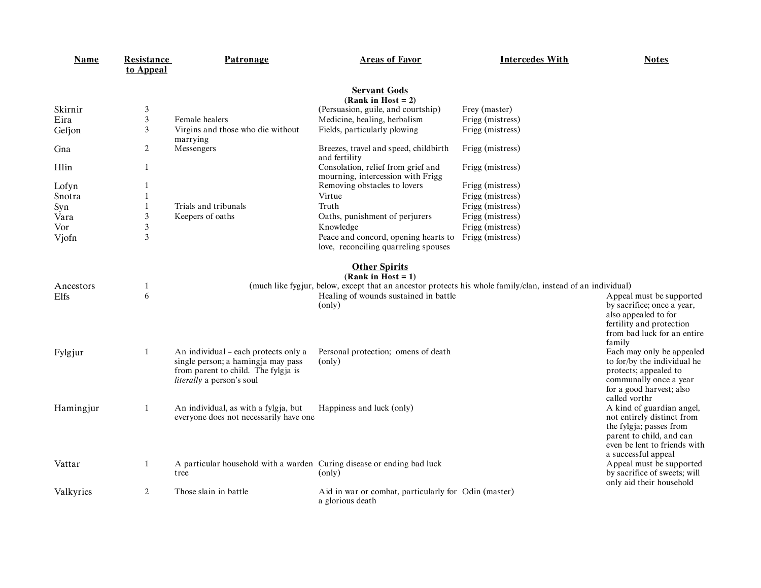| Name | Resistance to Appeal | Patronage | Areas of Favor | Intercedes With | Notes |
| --- | --- | --- | --- | --- | --- |
| **Servant Gods** **(Rank in Host = 2)** | | | | | |
| Skirnir | 3 | | (Persuasion, guile, and courtship) | Frey (master) | |
| Eira | 3 | Female healers | Medicine, healing, herbalism | Frigg (mistress) | |
| Gefjon | 3 | Virgins and those who die without marrying | Fields, particularly plowing | Frigg (mistress) | |
| Gna | 2 | Messengers | Breezes, travel and speed, childbirth and fertility | Frigg (mistress) | |
| Hlin | 1 | | Consolation, relief from grief and mourning, intercession with Frigg | Frigg (mistress) | |
| Lofyn | 1 | | Removing obstacles to lovers | Frigg (mistress) | |
| Snotra | 1 | | Virtue | Frigg (mistress) | |
| Syn | 1 | Trials and tribunals | Truth | Frigg (mistress) | |
| Vara | 3 | Keepers of oaths | Oaths, punishment of perjurers | Frigg (mistress) | |
| Vor | 3 | | Knowledge | Frigg (mistress) | |
| Vjofn | 3 | | Peace and concord, opening hearts to love, reconciling quarreling spouses | Frigg (mistress) | |
| **Other Spirits** **(Rank in Host = 1)** | | | | | |
| Ancestors | 1 | (much like fygjur, below, except that an ancestor protects his whole family/clan, instead of an individual) | | | |
| Elfs | 6 | | Healing of wounds sustained in battle (only) | | Appeal must be supported by sacrifice; once a year, also appealed to for fertility and protection from bad luck for an entire family |
| Fylgjur | 1 | An individual – each protects only a single person; a hamingja may pass from parent to child. The fylgja is *literally* a person's soul | Personal protection; omens of death (only) | | Each may only be appealed to for/by the individual he protects; appealed to communally once a year for a good harvest; also called vorthr |
| Hamingjur | 1 | An individual, as with a fylgja, but everyone does not necessarily have one | Happiness and luck (only) | | A kind of guardian angel, not entirely distinct from the fylgja; passes from parent to child, and can even be lent to friends with a successful appeal |
| Vattar | 1 | A particular household with a warden tree | Curing disease or ending bad luck (only) | | Appeal must be supported by sacrifice of sweets; will only aid their household |
| Valkyries | 2 | Those slain in battle | Aid in war or combat, particularly for a glorious death | Odin (master) | |